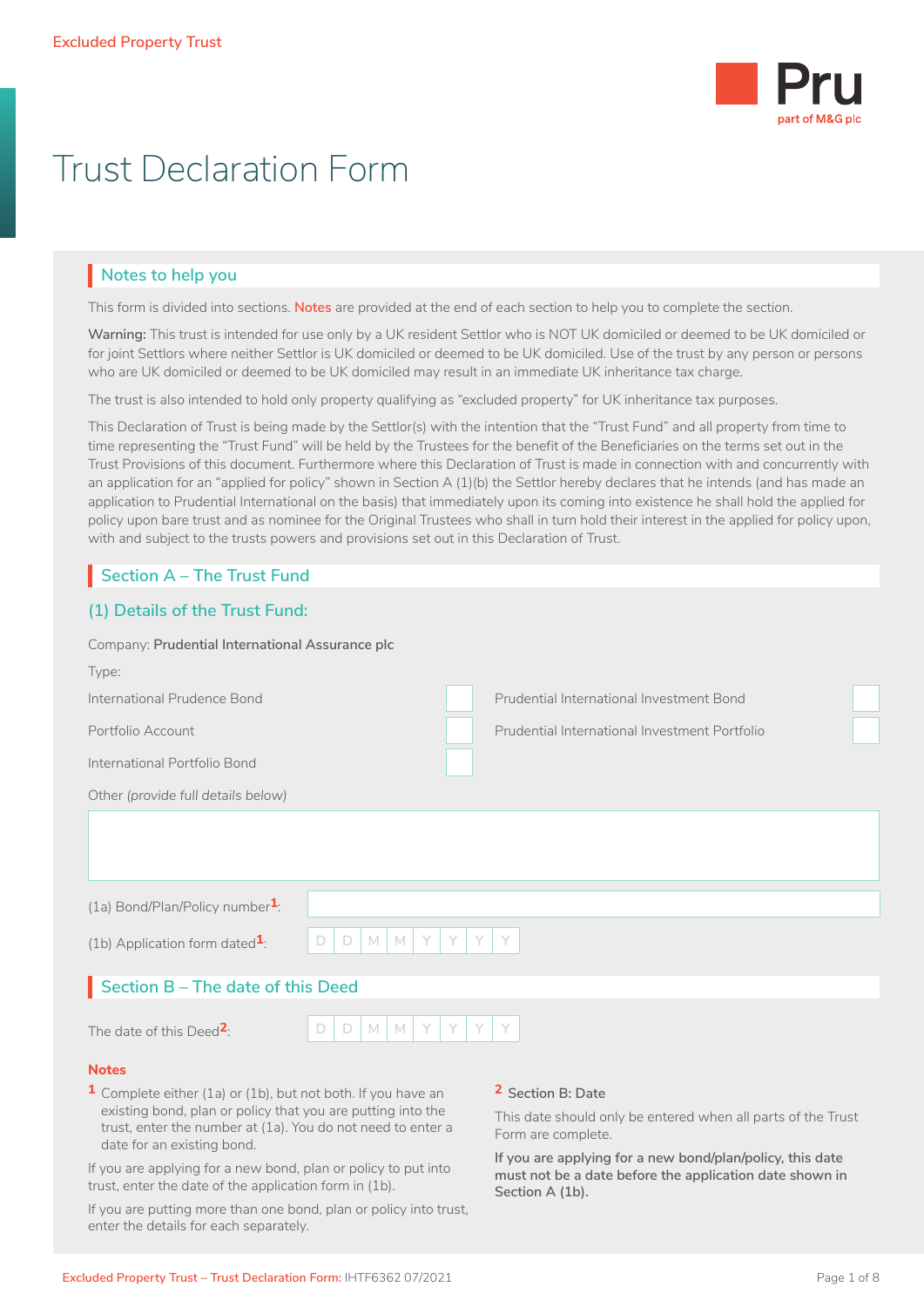Excluded Property Trust

# Trust Declaration Form

## Notes to help you

This form is divided into sections. **Notes** are provided at the end of each section to help you to complete the section.

**Warning:** This trust is intended for use only by a UK resident Settlor who is NOT UK domiciled or deemed to be UK domiciled or for joint Settlors where neither Settlor is UK domiciled or deemed to be UK domiciled. Use of the trust by any person or persons who are UK domiciled or deemed to be UK domiciled may result in an immediate UK inheritance tax charge.

The trust is also intended to hold only property qualifying as "excluded property" for UK inheritance tax purposes.

This Declaration of Trust is being made by the Settlor(s) with the intention that the "Trust Fund" and all property from time to time representing the "Trust Fund" will be held by the Trustees for the benefit of the Beneficiaries on the terms set out in the Trust Provisions of this document. Furthermore where this Declaration of Trust is made in connection with and concurrently with an application for an "applied for policy" shown in Section A (1)(b) the Settlor hereby declares that he intends (and has made an application to Prudential International on the basis) that immediately upon its coming into existence he shall hold the applied for policy upon bare trust and as nominee for the Original Trustees who shall in turn hold their interest in the applied for policy upon, with and subject to the trusts powers and provisions set out in this Declaration of Trust.

## Section A – The Trust Fund

### (1) Details of the Trust Fund:

Company: **Prudential International Assurance plc**

Type:

- International Prudence Bond ☐
- Portfolio Account ☐
- International Portfolio Bond ☐
- Prudential International Investment Bond ☐
- Prudential International Investment Portfolio ☐

Other *(provide full details below)*

(1a) Bond/Plan/Policy number[1]: ____________________

(1b) Application form dated[1]: D D M M Y Y Y Y

## Section B – The date of this Deed

The date of this Deed[2]: D D M M Y Y Y Y

**Notes**

[1] Complete either (1a) or (1b), but not both. If you have an existing bond, plan or policy that you are putting into the trust, enter the number at (1a). You do not need to enter a date for an existing bond.

If you are applying for a new bond, plan or policy to put into trust, enter the date of the application form in (1b).

If you are putting more than one bond, plan or policy into trust, enter the details for each separately.

[2] Section B: Date

This date should only be entered when all parts of the Trust Form are complete.

**If you are applying for a new bond/plan/policy, this date must not be a date before the application date shown in Section A (1b).**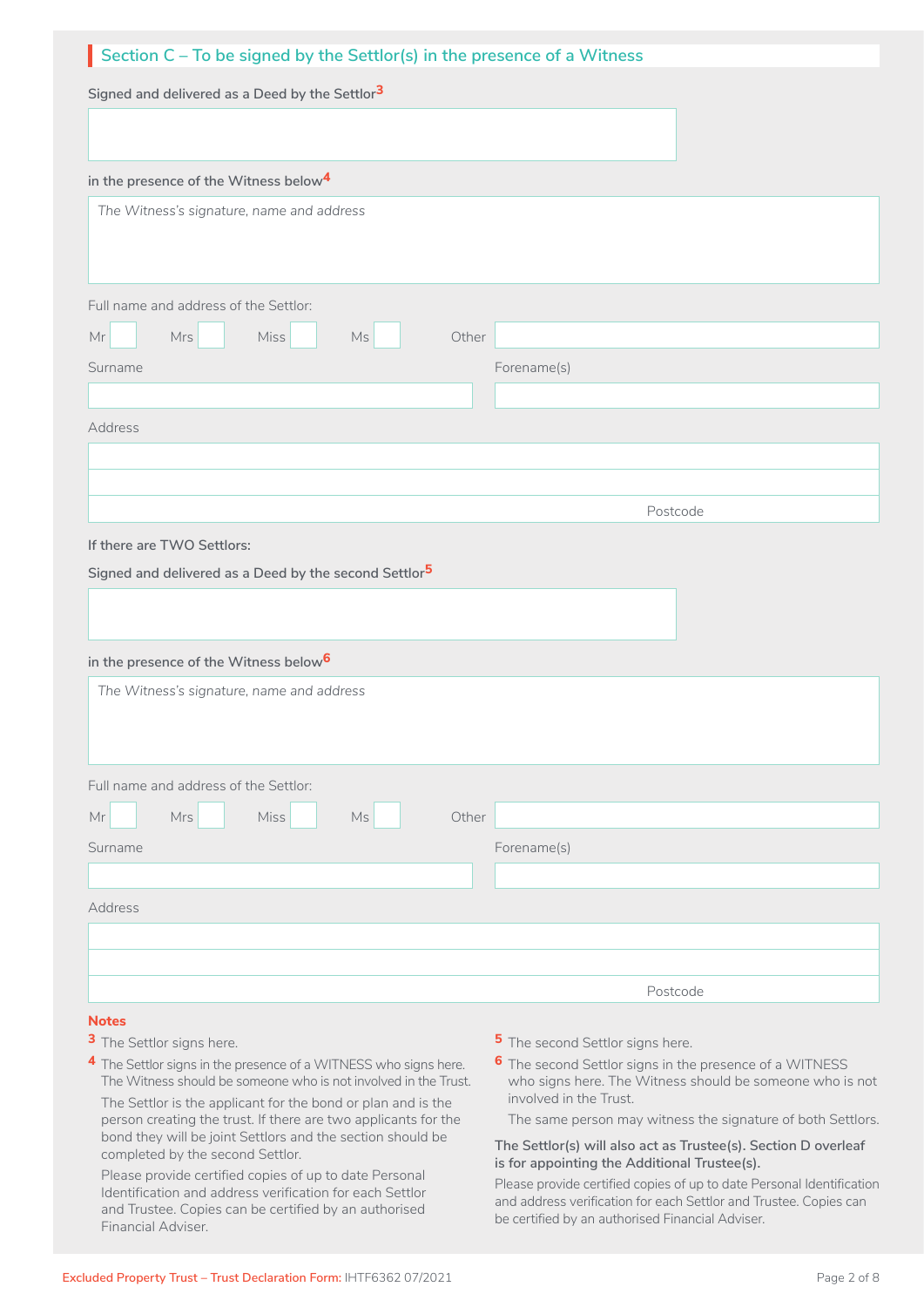## Section C – To be signed by the Settlor(s) in the presence of a Witness

Signed and delivered as a Deed by the Settlor[3]

in the presence of the Witness below[4]

*The Witness's signature, name and address*

Full name and address of the Settlor:

Mr ☐ Mrs ☐ Miss ☐ Ms ☐ Other

Surname

Forename(s)

Address

Postcode

If there are TWO Settlors:

Signed and delivered as a Deed by the second Settlor[5]

in the presence of the Witness below[6]

*The Witness's signature, name and address*

Full name and address of the Settlor:

Mr ☐ Mrs ☐ Miss ☐ Ms ☐ Other

Surname

Forename(s)

Address

Postcode

**Notes**

3 The Settlor signs here.

4 The Settlor signs in the presence of a WITNESS who signs here. The Witness should be someone who is not involved in the Trust.

The Settlor is the applicant for the bond or plan and is the person creating the trust. If there are two applicants for the bond they will be joint Settlors and the section should be completed by the second Settlor.

Please provide certified copies of up to date Personal Identification and address verification for each Settlor and Trustee. Copies can be certified by an authorised Financial Adviser.

5 The second Settlor signs here.

6 The second Settlor signs in the presence of a WITNESS who signs here. The Witness should be someone who is not involved in the Trust.

The same person may witness the signature of both Settlors.

**The Settlor(s) will also act as Trustee(s). Section D overleaf is for appointing the Additional Trustee(s).**

Please provide certified copies of up to date Personal Identification and address verification for each Settlor and Trustee. Copies can be certified by an authorised Financial Adviser.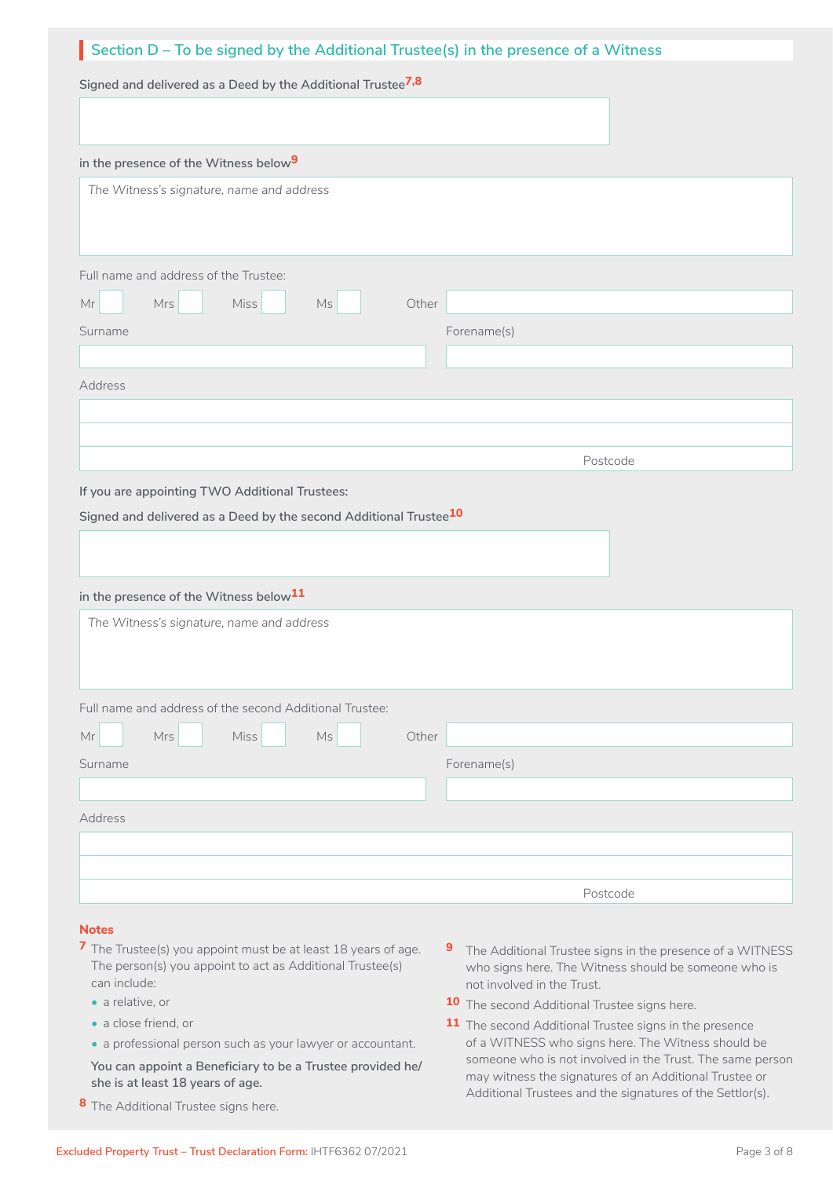## Section D – To be signed by the Additional Trustee(s) in the presence of a Witness

Signed and delivered as a Deed by the Additional Trustee[7,8]

in the presence of the Witness below[9]

*The Witness's signature, name and address*

Full name and address of the Trustee:

Mr | Mrs | Miss | Ms | Other

Surname

Forename(s)

Address

Postcode

If you are appointing TWO Additional Trustees:

Signed and delivered as a Deed by the second Additional Trustee[10]

in the presence of the Witness below[11]

*The Witness's signature, name and address*

Full name and address of the second Additional Trustee:

Mr | Mrs | Miss | Ms | Other

Surname

Forename(s)

Address

Postcode

**Notes**

**7** The Trustee(s) you appoint must be at least 18 years of age. The person(s) you appoint to act as Additional Trustee(s) can include:

- a relative, or
- a close friend, or
- a professional person such as your lawyer or accountant.

**You can appoint a Beneficiary to be a Trustee provided he/she is at least 18 years of age.**

**8** The Additional Trustee signs here.

**9** The Additional Trustee signs in the presence of a WITNESS who signs here. The Witness should be someone who is not involved in the Trust.

**10** The second Additional Trustee signs here.

**11** The second Additional Trustee signs in the presence of a WITNESS who signs here. The Witness should be someone who is not involved in the Trust. The same person may witness the signatures of an Additional Trustee or Additional Trustees and the signatures of the Settlor(s).

Excluded Property Trust – Trust Declaration Form: IHTF6362 07/2021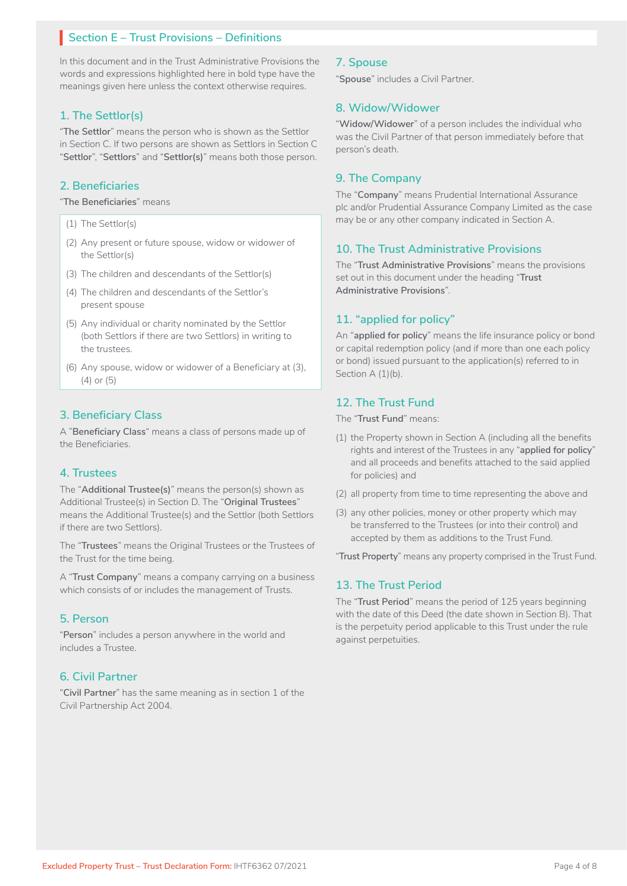## Section E – Trust Provisions – Definitions

In this document and in the Trust Administrative Provisions the words and expressions highlighted here in bold type have the meanings given here unless the context otherwise requires.

### 1. The Settlor(s)

"**The Settlor**" means the person who is shown as the Settlor in Section C. If two persons are shown as Settlors in Section C "**Settlor**", "**Settlors**" and "**Settlor(s)**" means both those person.

### 2. Beneficiaries

"**The Beneficiaries**" means

(1) The Settlor(s)

(2) Any present or future spouse, widow or widower of the Settlor(s)

(3) The children and descendants of the Settlor(s)

(4) The children and descendants of the Settlor's present spouse

(5) Any individual or charity nominated by the Settlor (both Settlors if there are two Settlors) in writing to the trustees.

(6) Any spouse, widow or widower of a Beneficiary at (3), (4) or (5)

### 3. Beneficiary Class

A "**Beneficiary Class**" means a class of persons made up of the Beneficiaries.

### 4. Trustees

The "**Additional Trustee(s)**" means the person(s) shown as Additional Trustee(s) in Section D. The "**Original Trustees**" means the Additional Trustee(s) and the Settlor (both Settlors if there are two Settlors).

The "**Trustees**" means the Original Trustees or the Trustees of the Trust for the time being.

A "**Trust Company**" means a company carrying on a business which consists of or includes the management of Trusts.

### 5. Person

"**Person**" includes a person anywhere in the world and includes a Trustee.

### 6. Civil Partner

"**Civil Partner**" has the same meaning as in section 1 of the Civil Partnership Act 2004.

### 7. Spouse

"**Spouse**" includes a Civil Partner.

### 8. Widow/Widower

"**Widow/Widower**" of a person includes the individual who was the Civil Partner of that person immediately before that person's death.

### 9. The Company

The "**Company**" means Prudential International Assurance plc and/or Prudential Assurance Company Limited as the case may be or any other company indicated in Section A.

### 10. The Trust Administrative Provisions

The "**Trust Administrative Provisions**" means the provisions set out in this document under the heading "**Trust Administrative Provisions**".

### 11. "applied for policy"

An "**applied for policy**" means the life insurance policy or bond or capital redemption policy (and if more than one each policy or bond) issued pursuant to the application(s) referred to in Section A (1)(b).

### 12. The Trust Fund

The "**Trust Fund**" means:

(1) the Property shown in Section A (including all the benefits rights and interest of the Trustees in any "**applied for policy**" and all proceeds and benefits attached to the said applied for policies) and

(2) all property from time to time representing the above and

(3) any other policies, money or other property which may be transferred to the Trustees (or into their control) and accepted by them as additions to the Trust Fund.

"**Trust Property**" means any property comprised in the Trust Fund.

### 13. The Trust Period

The "**Trust Period**" means the period of 125 years beginning with the date of this Deed (the date shown in Section B). That is the perpetuity period applicable to this Trust under the rule against perpetuities.

Excluded Property Trust – Trust Declaration Form: IHTF6362 07/2021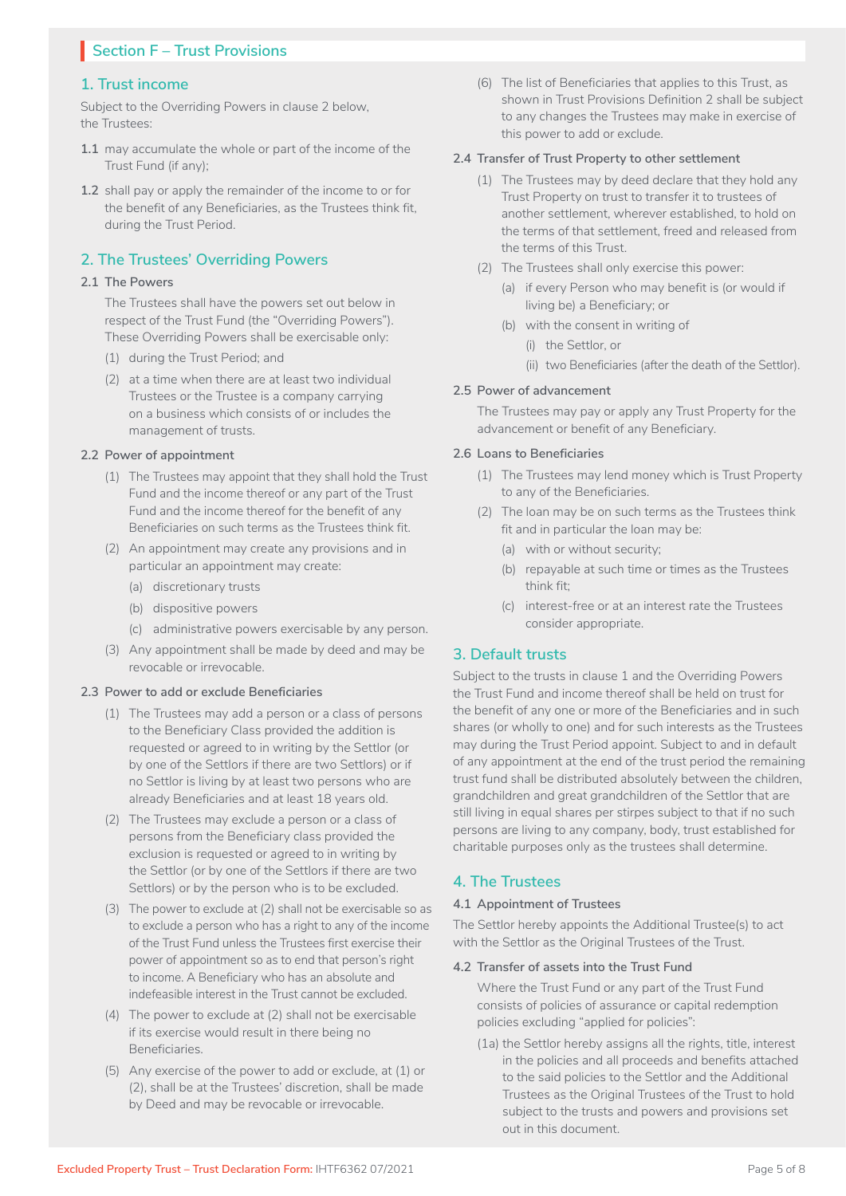## Section F – Trust Provisions

### 1. Trust income

Subject to the Overriding Powers in clause 2 below, the Trustees:

**1.1** may accumulate the whole or part of the income of the Trust Fund (if any);

**1.2** shall pay or apply the remainder of the income to or for the benefit of any Beneficiaries, as the Trustees think fit, during the Trust Period.

### 2. The Trustees' Overriding Powers

#### 2.1 The Powers

The Trustees shall have the powers set out below in respect of the Trust Fund (the "Overriding Powers"). These Overriding Powers shall be exercisable only:

(1) during the Trust Period; and

(2) at a time when there are at least two individual Trustees or the Trustee is a company carrying on a business which consists of or includes the management of trusts.

#### 2.2 Power of appointment

(1) The Trustees may appoint that they shall hold the Trust Fund and the income thereof or any part of the Trust Fund and the income thereof for the benefit of any Beneficiaries on such terms as the Trustees think fit.

(2) An appointment may create any provisions and in particular an appointment may create:

- (a) discretionary trusts
- (b) dispositive powers
- (c) administrative powers exercisable by any person.

(3) Any appointment shall be made by deed and may be revocable or irrevocable.

#### 2.3 Power to add or exclude Beneficiaries

(1) The Trustees may add a person or a class of persons to the Beneficiary Class provided the addition is requested or agreed to in writing by the Settlor (or by one of the Settlors if there are two Settlors) or if no Settlor is living by at least two persons who are already Beneficiaries and at least 18 years old.

(2) The Trustees may exclude a person or a class of persons from the Beneficiary class provided the exclusion is requested or agreed to in writing by the Settlor (or by one of the Settlors if there are two Settlors) or by the person who is to be excluded.

(3) The power to exclude at (2) shall not be exercisable so as to exclude a person who has a right to any of the income of the Trust Fund unless the Trustees first exercise their power of appointment so as to end that person's right to income. A Beneficiary who has an absolute and indefeasible interest in the Trust cannot be excluded.

(4) The power to exclude at (2) shall not be exercisable if its exercise would result in there being no Beneficiaries.

(5) Any exercise of the power to add or exclude, at (1) or (2), shall be at the Trustees' discretion, shall be made by Deed and may be revocable or irrevocable.

(6) The list of Beneficiaries that applies to this Trust, as shown in Trust Provisions Definition 2 shall be subject to any changes the Trustees may make in exercise of this power to add or exclude.

#### 2.4 Transfer of Trust Property to other settlement

(1) The Trustees may by deed declare that they hold any Trust Property on trust to transfer it to trustees of another settlement, wherever established, to hold on the terms of that settlement, freed and released from the terms of this Trust.

(2) The Trustees shall only exercise this power:

- (a) if every Person who may benefit is (or would if living be) a Beneficiary; or
- (b) with the consent in writing of
  - (i) the Settlor, or
  - (ii) two Beneficiaries (after the death of the Settlor).

#### 2.5 Power of advancement

The Trustees may pay or apply any Trust Property for the advancement or benefit of any Beneficiary.

#### 2.6 Loans to Beneficiaries

(1) The Trustees may lend money which is Trust Property to any of the Beneficiaries.

(2) The loan may be on such terms as the Trustees think fit and in particular the loan may be:

- (a) with or without security;
- (b) repayable at such time or times as the Trustees think fit;
- (c) interest-free or at an interest rate the Trustees consider appropriate.

### 3. Default trusts

Subject to the trusts in clause 1 and the Overriding Powers the Trust Fund and income thereof shall be held on trust for the benefit of any one or more of the Beneficiaries and in such shares (or wholly to one) and for such interests as the Trustees may during the Trust Period appoint. Subject to and in default of any appointment at the end of the trust period the remaining trust fund shall be distributed absolutely between the children, grandchildren and great grandchildren of the Settlor that are still living in equal shares per stirpes subject to that if no such persons are living to any company, body, trust established for charitable purposes only as the trustees shall determine.

### 4. The Trustees

#### 4.1 Appointment of Trustees

The Settlor hereby appoints the Additional Trustee(s) to act with the Settlor as the Original Trustees of the Trust.

#### 4.2 Transfer of assets into the Trust Fund

Where the Trust Fund or any part of the Trust Fund consists of policies of assurance or capital redemption policies excluding "applied for policies":

(1a) the Settlor hereby assigns all the rights, title, interest in the policies and all proceeds and benefits attached to the said policies to the Settlor and the Additional Trustees as the Original Trustees of the Trust to hold subject to the trusts and powers and provisions set out in this document.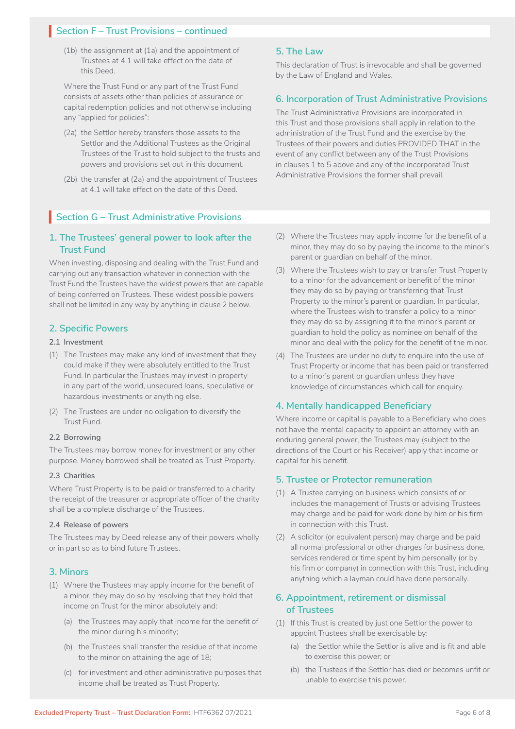## Section F – Trust Provisions – continued

(1b) the assignment at (1a) and the appointment of Trustees at 4.1 will take effect on the date of this Deed.

Where the Trust Fund or any part of the Trust Fund consists of assets other than policies of assurance or capital redemption policies and not otherwise including any "applied for policies":

(2a) the Settlor hereby transfers those assets to the Settlor and the Additional Trustees as the Original Trustees of the Trust to hold subject to the trusts and powers and provisions set out in this document.

(2b) the transfer at (2a) and the appointment of Trustees at 4.1 will take effect on the date of this Deed.

### 5. The Law

This declaration of Trust is irrevocable and shall be governed by the Law of England and Wales.

### 6. Incorporation of Trust Administrative Provisions

The Trust Administrative Provisions are incorporated in this Trust and those provisions shall apply in relation to the administration of the Trust Fund and the exercise by the Trustees of their powers and duties PROVIDED THAT in the event of any conflict between any of the Trust Provisions in clauses 1 to 5 above and any of the incorporated Trust Administrative Provisions the former shall prevail.

## Section G – Trust Administrative Provisions

### 1. The Trustees' general power to look after the Trust Fund

When investing, disposing and dealing with the Trust Fund and carrying out any transaction whatever in connection with the Trust Fund the Trustees have the widest powers that are capable of being conferred on Trustees. These widest possible powers shall not be limited in any way by anything in clause 2 below.

### 2. Specific Powers

**2.1 Investment**

(1) The Trustees may make any kind of investment that they could make if they were absolutely entitled to the Trust Fund. In particular the Trustees may invest in property in any part of the world, unsecured loans, speculative or hazardous investments or anything else.

(2) The Trustees are under no obligation to diversify the Trust Fund.

**2.2 Borrowing**

The Trustees may borrow money for investment or any other purpose. Money borrowed shall be treated as Trust Property.

**2.3 Charities**

Where Trust Property is to be paid or transferred to a charity the receipt of the treasurer or appropriate officer of the charity shall be a complete discharge of the Trustees.

**2.4 Release of powers**

The Trustees may by Deed release any of their powers wholly or in part so as to bind future Trustees.

### 3. Minors

(1) Where the Trustees may apply income for the benefit of a minor, they may do so by resolving that they hold that income on Trust for the minor absolutely and:

(a) the Trustees may apply that income for the benefit of the minor during his minority;

(b) the Trustees shall transfer the residue of that income to the minor on attaining the age of 18;

(c) for investment and other administrative purposes that income shall be treated as Trust Property.

(2) Where the Trustees may apply income for the benefit of a minor, they may do so by paying the income to the minor's parent or guardian on behalf of the minor.

(3) Where the Trustees wish to pay or transfer Trust Property to a minor for the advancement or benefit of the minor they may do so by paying or transferring that Trust Property to the minor's parent or guardian. In particular, where the Trustees wish to transfer a policy to a minor they may do so by assigning it to the minor's parent or guardian to hold the policy as nominee on behalf of the minor and deal with the policy for the benefit of the minor.

(4) The Trustees are under no duty to enquire into the use of Trust Property or income that has been paid or transferred to a minor's parent or guardian unless they have knowledge of circumstances which call for enquiry.

### 4. Mentally handicapped Beneficiary

Where income or capital is payable to a Beneficiary who does not have the mental capacity to appoint an attorney with an enduring general power, the Trustees may (subject to the directions of the Court or his Receiver) apply that income or capital for his benefit.

### 5. Trustee or Protector remuneration

(1) A Trustee carrying on business which consists of or includes the management of Trusts or advising Trustees may charge and be paid for work done by him or his firm in connection with this Trust.

(2) A solicitor (or equivalent person) may charge and be paid all normal professional or other charges for business done, services rendered or time spent by him personally (or by his firm or company) in connection with this Trust, including anything which a layman could have done personally.

### 6. Appointment, retirement or dismissal of Trustees

(1) If this Trust is created by just one Settlor the power to appoint Trustees shall be exercisable by:

(a) the Settlor while the Settlor is alive and is fit and able to exercise this power; or

(b) the Trustees if the Settlor has died or becomes unfit or unable to exercise this power.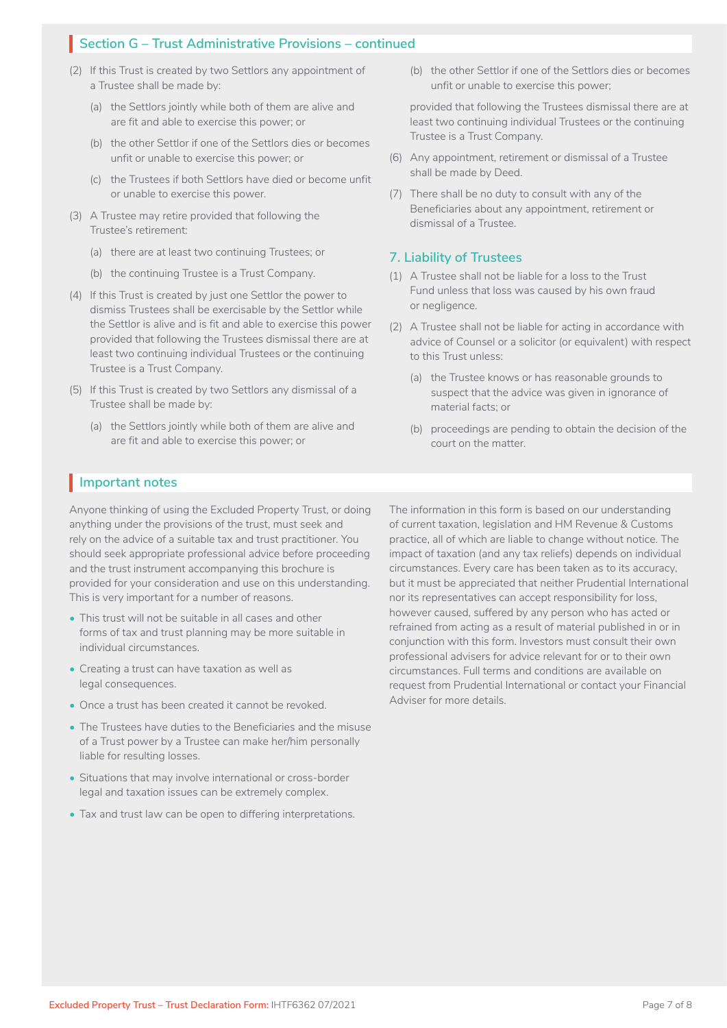## Section G – Trust Administrative Provisions – continued

(2) If this Trust is created by two Settlors any appointment of a Trustee shall be made by:

- (a) the Settlors jointly while both of them are alive and are fit and able to exercise this power; or
- (b) the other Settlor if one of the Settlors dies or becomes unfit or unable to exercise this power; or
- (c) the Trustees if both Settlors have died or become unfit or unable to exercise this power.

(3) A Trustee may retire provided that following the Trustee's retirement:

- (a) there are at least two continuing Trustees; or
- (b) the continuing Trustee is a Trust Company.

(4) If this Trust is created by just one Settlor the power to dismiss Trustees shall be exercisable by the Settlor while the Settlor is alive and is fit and able to exercise this power provided that following the Trustees dismissal there are at least two continuing individual Trustees or the continuing Trustee is a Trust Company.

(5) If this Trust is created by two Settlors any dismissal of a Trustee shall be made by:

- (a) the Settlors jointly while both of them are alive and are fit and able to exercise this power; or
- (b) the other Settlor if one of the Settlors dies or becomes unfit or unable to exercise this power;

provided that following the Trustees dismissal there are at least two continuing individual Trustees or the continuing Trustee is a Trust Company.

(6) Any appointment, retirement or dismissal of a Trustee shall be made by Deed.

(7) There shall be no duty to consult with any of the Beneficiaries about any appointment, retirement or dismissal of a Trustee.

### 7. Liability of Trustees

(1) A Trustee shall not be liable for a loss to the Trust Fund unless that loss was caused by his own fraud or negligence.

(2) A Trustee shall not be liable for acting in accordance with advice of Counsel or a solicitor (or equivalent) with respect to this Trust unless:

- (a) the Trustee knows or has reasonable grounds to suspect that the advice was given in ignorance of material facts; or
- (b) proceedings are pending to obtain the decision of the court on the matter.

## Important notes

Anyone thinking of using the Excluded Property Trust, or doing anything under the provisions of the trust, must seek and rely on the advice of a suitable tax and trust practitioner. You should seek appropriate professional advice before proceeding and the trust instrument accompanying this brochure is provided for your consideration and use on this understanding. This is very important for a number of reasons.

- This trust will not be suitable in all cases and other forms of tax and trust planning may be more suitable in individual circumstances.
- Creating a trust can have taxation as well as legal consequences.
- Once a trust has been created it cannot be revoked.
- The Trustees have duties to the Beneficiaries and the misuse of a Trust power by a Trustee can make her/him personally liable for resulting losses.
- Situations that may involve international or cross-border legal and taxation issues can be extremely complex.
- Tax and trust law can be open to differing interpretations.

The information in this form is based on our understanding of current taxation, legislation and HM Revenue & Customs practice, all of which are liable to change without notice. The impact of taxation (and any tax reliefs) depends on individual circumstances. Every care has been taken as to its accuracy, but it must be appreciated that neither Prudential International nor its representatives can accept responsibility for loss, however caused, suffered by any person who has acted or refrained from acting as a result of material published in or in conjunction with this form. Investors must consult their own professional advisers for advice relevant for or to their own circumstances. Full terms and conditions are available on request from Prudential International or contact your Financial Adviser for more details.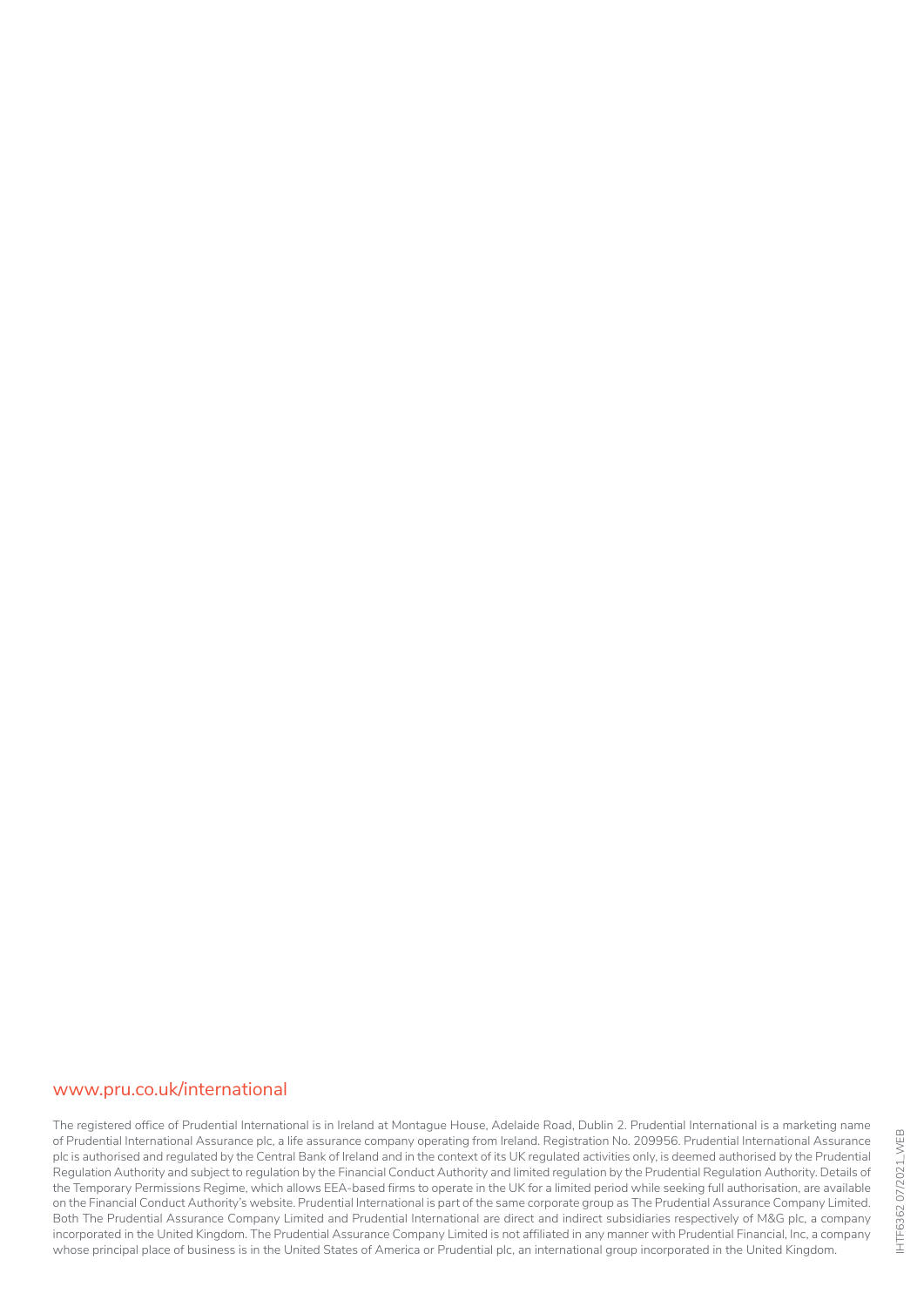www.pru.co.uk/international

The registered office of Prudential International is in Ireland at Montague House, Adelaide Road, Dublin 2. Prudential International is a marketing name of Prudential International Assurance plc, a life assurance company operating from Ireland. Registration No. 209956. Prudential International Assurance plc is authorised and regulated by the Central Bank of Ireland and in the context of its UK regulated activities only, is deemed authorised by the Prudential Regulation Authority and subject to regulation by the Financial Conduct Authority and limited regulation by the Prudential Regulation Authority. Details of the Temporary Permissions Regime, which allows EEA-based firms to operate in the UK for a limited period while seeking full authorisation, are available on the Financial Conduct Authority's website. Prudential International is part of the same corporate group as The Prudential Assurance Company Limited. Both The Prudential Assurance Company Limited and Prudential International are direct and indirect subsidiaries respectively of M&G plc, a company incorporated in the United Kingdom. The Prudential Assurance Company Limited is not affiliated in any manner with Prudential Financial, Inc, a company whose principal place of business is in the United States of America or Prudential plc, an international group incorporated in the United Kingdom.

IHTF6362 07/2021_WEB